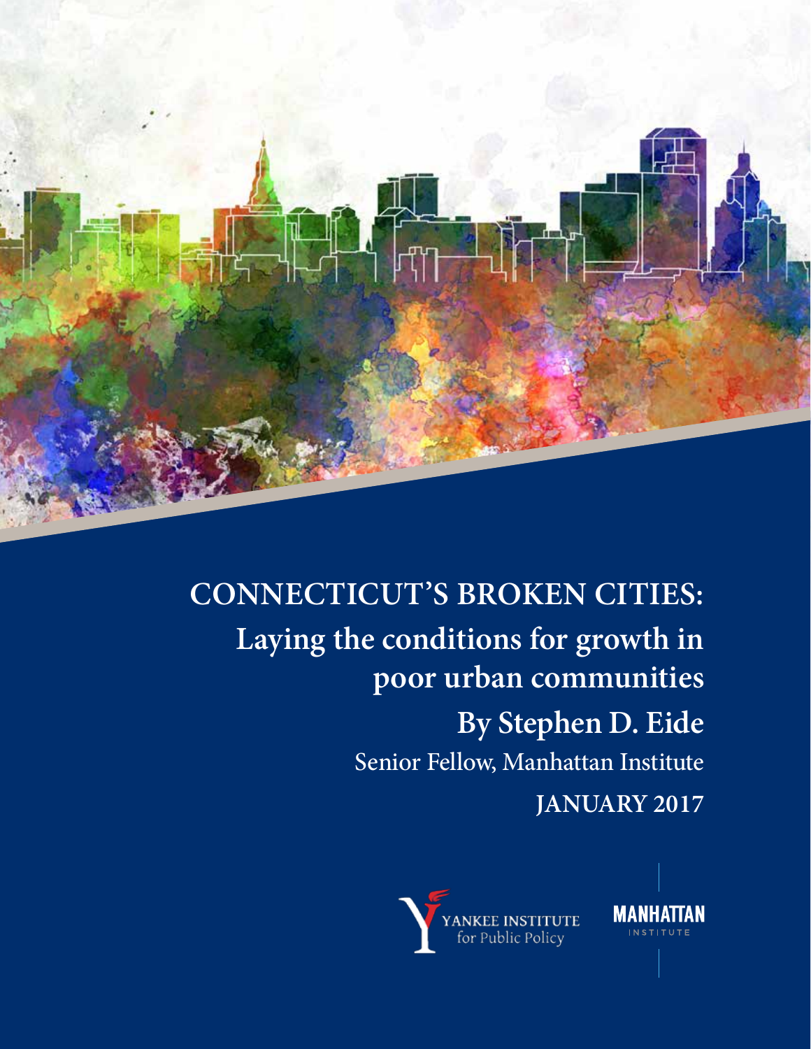# CONNECTICUT'S BROKEN CITIES:

## Laying the conditions for growth in poor urban communities

**By Stephen D. Eide**

Senior Fellow, Manhattan Institute

**JANUARY 2017**

YANKEE INSTITUTE for Public Policy

MANHATTAN INSTITUTE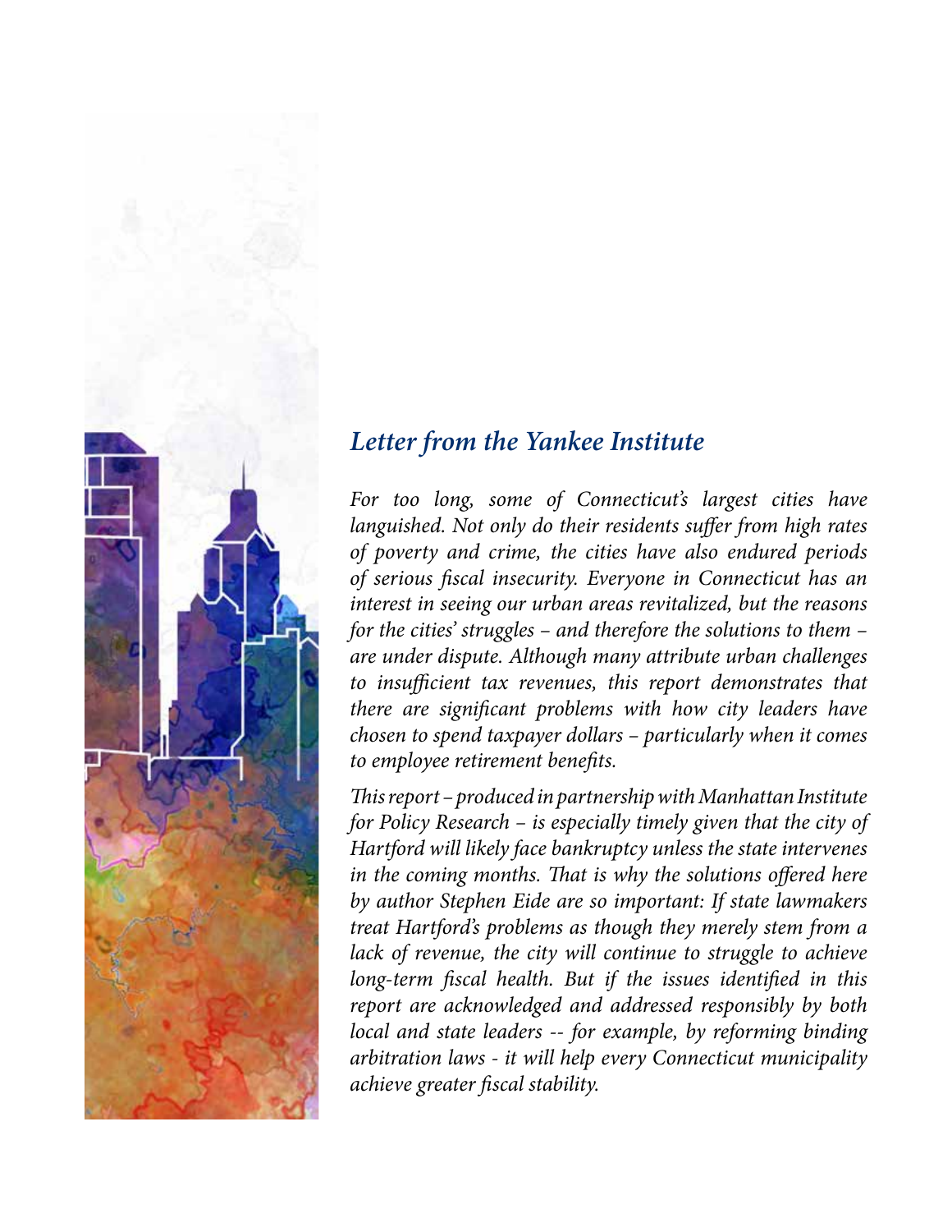## *Letter from the Yankee Institute*

*For too long, some of Connecticut's largest cities have languished. Not only do their residents suffer from high rates of poverty and crime, the cities have also endured periods of serious fiscal insecurity. Everyone in Connecticut has an interest in seeing our urban areas revitalized, but the reasons for the cities' struggles – and therefore the solutions to them – are under dispute. Although many attribute urban challenges to insufficient tax revenues, this report demonstrates that there are significant problems with how city leaders have chosen to spend taxpayer dollars – particularly when it comes to employee retirement benefits.*

*This report – produced in partnership with Manhattan Institute for Policy Research – is especially timely given that the city of Hartford will likely face bankruptcy unless the state intervenes in the coming months. That is why the solutions offered here by author Stephen Eide are so important: If state lawmakers treat Hartford's problems as though they merely stem from a lack of revenue, the city will continue to struggle to achieve long-term fiscal health. But if the issues identified in this report are acknowledged and addressed responsibly by both local and state leaders -- for example, by reforming binding arbitration laws - it will help every Connecticut municipality achieve greater fiscal stability.*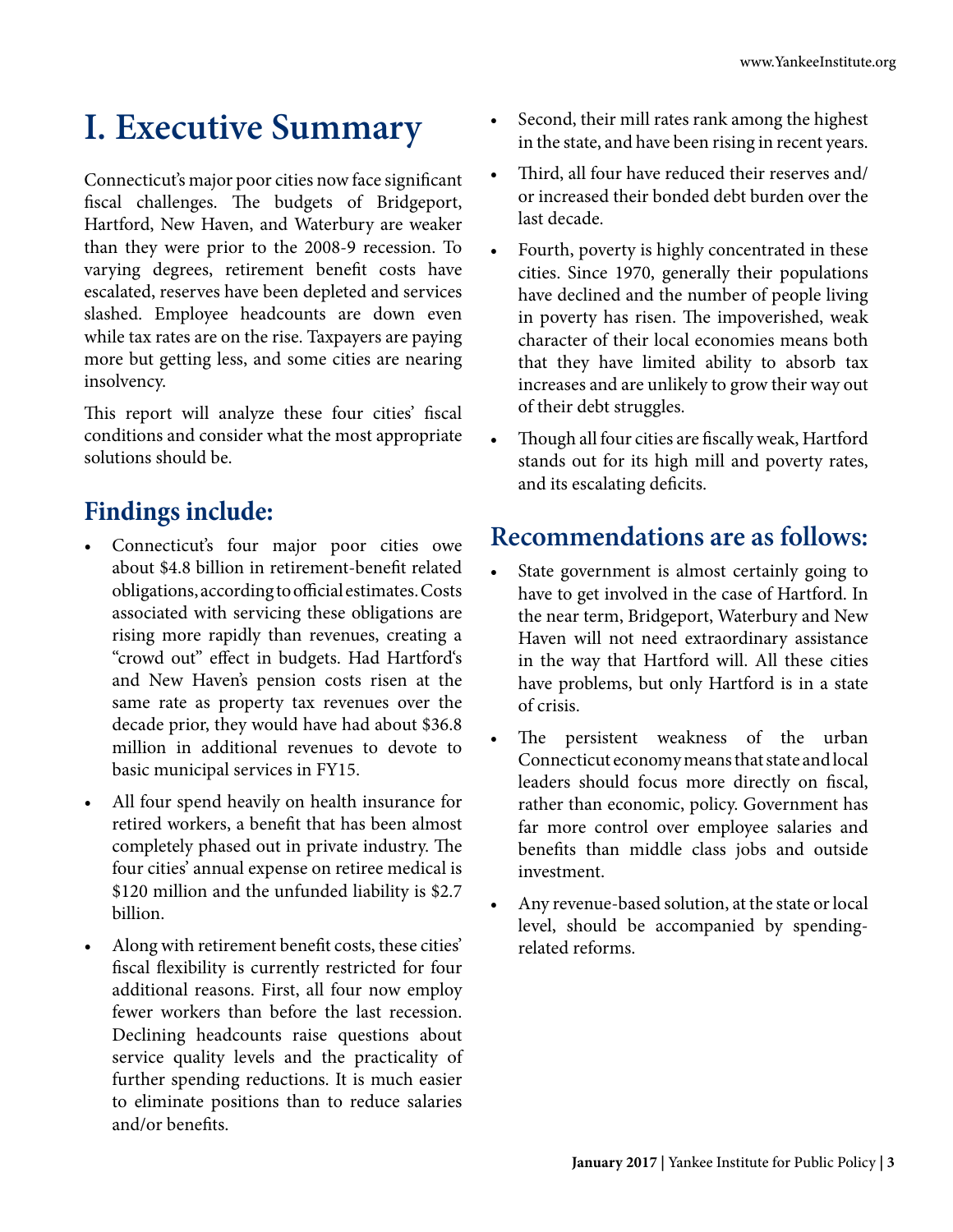# I. Executive Summary

Connecticut's major poor cities now face significant fiscal challenges. The budgets of Bridgeport, Hartford, New Haven, and Waterbury are weaker than they were prior to the 2008-9 recession. To varying degrees, retirement benefit costs have escalated, reserves have been depleted and services slashed. Employee headcounts are down even while tax rates are on the rise. Taxpayers are paying more but getting less, and some cities are nearing insolvency.

This report will analyze these four cities' fiscal conditions and consider what the most appropriate solutions should be.

## Findings include:

- Connecticut's four major poor cities owe about $4.8 billion in retirement-benefit related obligations, according to official estimates. Costs associated with servicing these obligations are rising more rapidly than revenues, creating a "crowd out" effect in budgets. Had Hartford's and New Haven's pension costs risen at the same rate as property tax revenues over the decade prior, they would have had about $36.8 million in additional revenues to devote to basic municipal services in FY15.
- All four spend heavily on health insurance for retired workers, a benefit that has been almost completely phased out in private industry. The four cities' annual expense on retiree medical is $120 million and the unfunded liability is $2.7 billion.
- Along with retirement benefit costs, these cities' fiscal flexibility is currently restricted for four additional reasons. First, all four now employ fewer workers than before the last recession. Declining headcounts raise questions about service quality levels and the practicality of further spending reductions. It is much easier to eliminate positions than to reduce salaries and/or benefits.
- Second, their mill rates rank among the highest in the state, and have been rising in recent years.
- Third, all four have reduced their reserves and/or increased their bonded debt burden over the last decade.
- Fourth, poverty is highly concentrated in these cities. Since 1970, generally their populations have declined and the number of people living in poverty has risen. The impoverished, weak character of their local economies means both that they have limited ability to absorb tax increases and are unlikely to grow their way out of their debt struggles.
- Though all four cities are fiscally weak, Hartford stands out for its high mill and poverty rates, and its escalating deficits.

## Recommendations are as follows:

- State government is almost certainly going to have to get involved in the case of Hartford. In the near term, Bridgeport, Waterbury and New Haven will not need extraordinary assistance in the way that Hartford will. All these cities have problems, but only Hartford is in a state of crisis.
- The persistent weakness of the urban Connecticut economy means that state and local leaders should focus more directly on fiscal, rather than economic, policy. Government has far more control over employee salaries and benefits than middle class jobs and outside investment.
- Any revenue-based solution, at the state or local level, should be accompanied by spending-related reforms.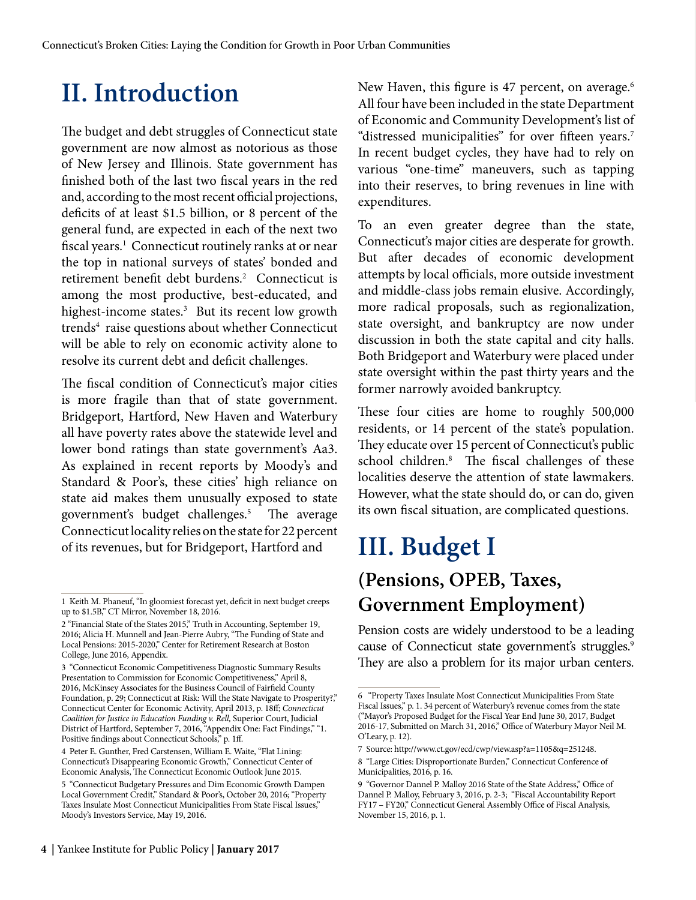# II. Introduction

The budget and debt struggles of Connecticut state government are now almost as notorious as those of New Jersey and Illinois. State government has finished both of the last two fiscal years in the red and, according to the most recent official projections, deficits of at least $1.5 billion, or 8 percent of the general fund, are expected in each of the next two fiscal years.[1] Connecticut routinely ranks at or near the top in national surveys of states' bonded and retirement benefit debt burdens.[2] Connecticut is among the most productive, best-educated, and highest-income states.[3] But its recent low growth trends[4] raise questions about whether Connecticut will be able to rely on economic activity alone to resolve its current debt and deficit challenges.

The fiscal condition of Connecticut's major cities is more fragile than that of state government. Bridgeport, Hartford, New Haven and Waterbury all have poverty rates above the statewide level and lower bond ratings than state government's Aa3. As explained in recent reports by Moody's and Standard & Poor's, these cities' high reliance on state aid makes them unusually exposed to state government's budget challenges.[5] The average Connecticut locality relies on the state for 22 percent of its revenues, but for Bridgeport, Hartford and New Haven, this figure is 47 percent, on average.[6] All four have been included in the state Department of Economic and Community Development's list of "distressed municipalities" for over fifteen years.[7] In recent budget cycles, they have had to rely on various "one-time" maneuvers, such as tapping into their reserves, to bring revenues in line with expenditures.

To an even greater degree than the state, Connecticut's major cities are desperate for growth. But after decades of economic development attempts by local officials, more outside investment and middle-class jobs remain elusive. Accordingly, more radical proposals, such as regionalization, state oversight, and bankruptcy are now under discussion in both the state capital and city halls. Both Bridgeport and Waterbury were placed under state oversight within the past thirty years and the former narrowly avoided bankruptcy.

These four cities are home to roughly 500,000 residents, or 14 percent of the state's population. They educate over 15 percent of Connecticut's public school children.[8] The fiscal challenges of these localities deserve the attention of state lawmakers. However, what the state should do, or can do, given its own fiscal situation, are complicated questions.

# III. Budget I

## (Pensions, OPEB, Taxes, Government Employment)

Pension costs are widely understood to be a leading cause of Connecticut state government's struggles.[9] They are also a problem for its major urban centers.

---

1 Keith M. Phaneuf, "In gloomiest forecast yet, deficit in next budget creeps up to $1.5B," CT Mirror, November 18, 2016.

2 "Financial State of the States 2015," Truth in Accounting, September 19, 2016; Alicia H. Munnell and Jean-Pierre Aubry, "The Funding of State and Local Pensions: 2015-2020," Center for Retirement Research at Boston College, June 2016, Appendix.

3 "Connecticut Economic Competitiveness Diagnostic Summary Results Presentation to Commission for Economic Competitiveness," April 8, 2016, McKinsey Associates for the Business Council of Fairfield County Foundation, p. 29; Connecticut at Risk: Will the State Navigate to Prosperity?," Connecticut Center for Economic Activity, April 2013, p. 18ff; *Connecticut Coalition for Justice in Education Funding v. Rell*, Superior Court, Judicial District of Hartford, September 7, 2016, "Appendix One: Fact Findings," "1. Positive findings about Connecticut Schools," p. 1ff.

4 Peter E. Gunther, Fred Carstensen, William E. Waite, "Flat Lining: Connecticut's Disappearing Economic Growth," Connecticut Center of Economic Analysis, The Connecticut Economic Outlook June 2015.

5 "Connecticut Budgetary Pressures and Dim Economic Growth Dampen Local Government Credit," Standard & Poor's, October 20, 2016; "Property Taxes Insulate Most Connecticut Municipalities From State Fiscal Issues," Moody's Investors Service, May 19, 2016.

6 "Property Taxes Insulate Most Connecticut Municipalities From State Fiscal Issues," p. 1. 34 percent of Waterbury's revenue comes from the state ("Mayor's Proposed Budget for the Fiscal Year End June 30, 2017, Budget 2016-17, Submitted on March 31, 2016," Office of Waterbury Mayor Neil M. O'Leary, p. 12).

7 Source: http://www.ct.gov/ecd/cwp/view.asp?a=1105&q=251248.

8 "Large Cities: Disproportionate Burden," Connecticut Conference of Municipalities, 2016, p. 16.

9 "Governor Dannel P. Malloy 2016 State of the State Address," Office of Dannel P. Malloy, February 3, 2016, p. 2-3; "Fiscal Accountability Report FY17 – FY20," Connecticut General Assembly Office of Fiscal Analysis, November 15, 2016, p. 1.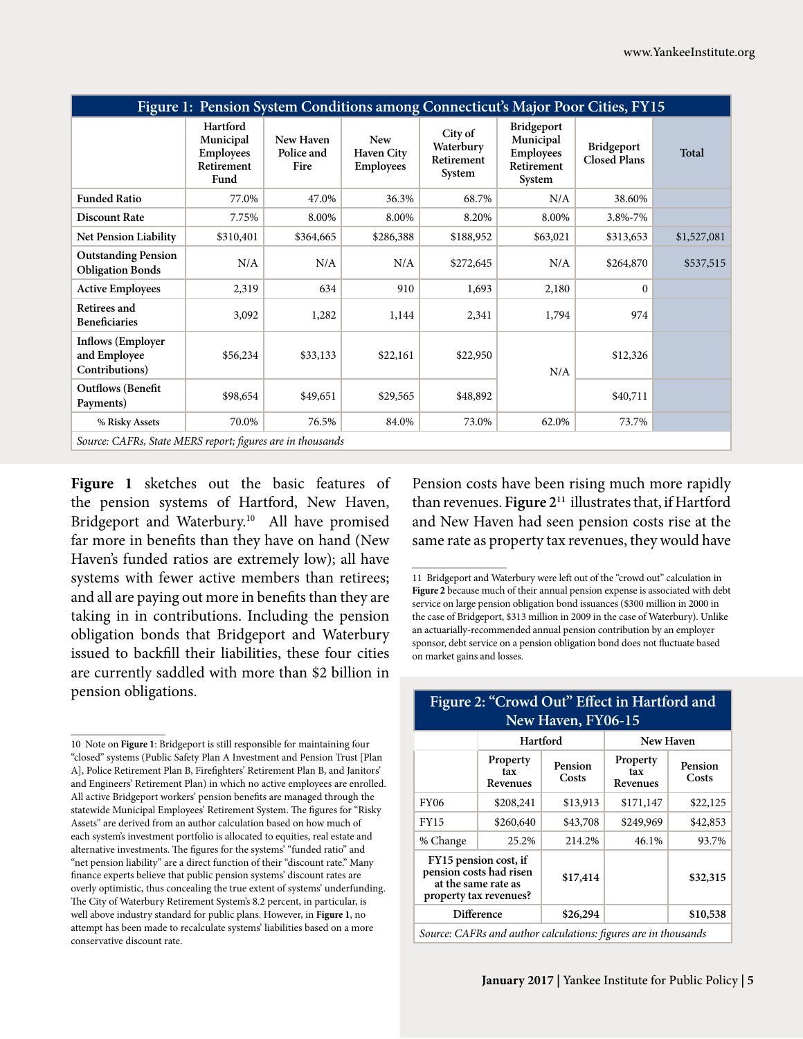| Figure 1: Pension System Conditions among Connecticut's Major Poor Cities, FY15 | | | | | | | |
|---|---|---|---|---|---|---|---|
| | Hartford Municipal Employees Retirement Fund | New Haven Police and Fire | New Haven City Employees | City of Waterbury Retirement System | Bridgeport Municipal Employees Retirement System | Bridgeport Closed Plans | Total |
| Funded Ratio | 77.0% | 47.0% | 36.3% | 68.7% | N/A | 38.60% | |
| Discount Rate | 7.75% | 8.00% | 8.00% | 8.20% | 8.00% | 3.8%-7% | |
| Net Pension Liability | $310,401 | $364,665 | $286,388 | $188,952 | $63,021 | $313,653 | $1,527,081 |
| Outstanding Pension Obligation Bonds | N/A | N/A | N/A | $272,645 | N/A | $264,870 | $537,515 |
| Active Employees | 2,319 | 634 | 910 | 1,693 | 2,180 | 0 | |
| Retirees and Beneficiaries | 3,092 | 1,282 | 1,144 | 2,341 | 1,794 | 974 | |
| Inflows (Employer and Employee Contributions) | $56,234 | $33,133 | $22,161 | $22,950 | N/A | $12,326 | |
| Outflows (Benefit Payments) | $98,654 | $49,651 | $29,565 | $48,892 | | $40,711 | |
| % Risky Assets | 70.0% | 76.5% | 84.0% | 73.0% | 62.0% | 73.7% | |

*Source: CAFRs, State MERS report; figures are in thousands*

**Figure 1** sketches out the basic features of the pension systems of Hartford, New Haven, Bridgeport and Waterbury.[10] All have promised far more in benefits than they have on hand (New Haven's funded ratios are extremely low); all have systems with fewer active members than retirees; and all are paying out more in benefits than they are taking in in contributions. Including the pension obligation bonds that Bridgeport and Waterbury issued to backfill their liabilities, these four cities are currently saddled with more than $2 billion in pension obligations.

Pension costs have been rising much more rapidly than revenues. **Figure 2**[11] illustrates that, if Hartford and New Haven had seen pension costs rise at the same rate as property tax revenues, they would have

| Figure 2: "Crowd Out" Effect in Hartford and New Haven, FY06-15 | | | | |
|---|---|---|---|---|
| | Hartford | | New Haven | |
| | Property tax Revenues | Pension Costs | Property tax Revenues | Pension Costs |
| FY06 | $208,241 | $13,913 | $171,147 | $22,125 |
| FY15 | $260,640 | $43,708 | $249,969 | $42,853 |
| % Change | 25.2% | 214.2% | 46.1% | 93.7% |
| FY15 pension cost, if pension costs had risen at the same rate as property tax revenues? | | $17,414 | | $32,315 |
| Difference | | $26,294 | | $10,538 |

*Source: CAFRs and author calculations: figures are in thousands*

10 Note on **Figure 1**: Bridgeport is still responsible for maintaining four "closed" systems (Public Safety Plan A Investment and Pension Trust [Plan A], Police Retirement Plan B, Firefighters' Retirement Plan B, and Janitors' and Engineers' Retirement Plan) in which no active employees are enrolled. All active Bridgeport workers' pension benefits are managed through the statewide Municipal Employees' Retirement System. The figures for "Risky Assets" are derived from an author calculation based on how much of each system's investment portfolio is allocated to equities, real estate and alternative investments. The figures for the systems' "funded ratio" and "net pension liability" are a direct function of their "discount rate." Many finance experts believe that public pension systems' discount rates are overly optimistic, thus concealing the true extent of systems' underfunding. The City of Waterbury Retirement System's 8.2 percent, in particular, is well above industry standard for public plans. However, in **Figure 1**, no attempt has been made to recalculate systems' liabilities based on a more conservative discount rate.

11 Bridgeport and Waterbury were left out of the "crowd out" calculation in **Figure 2** because much of their annual pension expense is associated with debt service on large pension obligation bond issuances ($300 million in 2000 in the case of Bridgeport, $313 million in 2009 in the case of Waterbury). Unlike an actuarially-recommended annual pension contribution by an employer sponsor, debt service on a pension obligation bond does not fluctuate based on market gains and losses.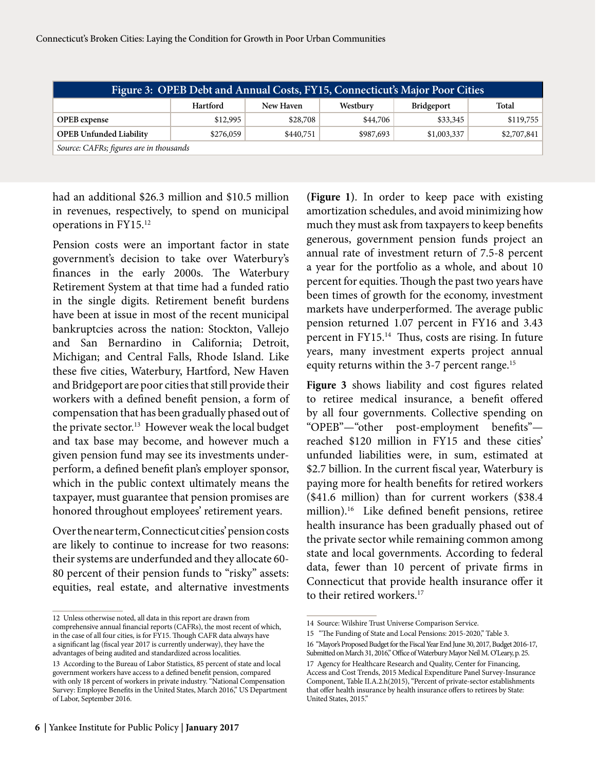**Figure 3: OPEB Debt and Annual Costs, FY15, Connecticut's Major Poor Cities**

| | Hartford | New Haven | Westbury | Bridgeport | Total |
|---|---|---|---|---|---|
| **OPEB expense** | $12,995 | $28,708 | $44,706 | $33,345 | $119,755 |
| **OPEB Unfunded Liability** | $276,059 | $440,751 | $987,693 | $1,003,337 | $2,707,841 |

*Source: CAFRs; figures are in thousands*

had an additional $26.3 million and $10.5 million in revenues, respectively, to spend on municipal operations in FY15.[12]

Pension costs were an important factor in state government's decision to take over Waterbury's finances in the early 2000s. The Waterbury Retirement System at that time had a funded ratio in the single digits. Retirement benefit burdens have been at issue in most of the recent municipal bankruptcies across the nation: Stockton, Vallejo and San Bernardino in California; Detroit, Michigan; and Central Falls, Rhode Island. Like these five cities, Waterbury, Hartford, New Haven and Bridgeport are poor cities that still provide their workers with a defined benefit pension, a form of compensation that has been gradually phased out of the private sector.[13] However weak the local budget and tax base may become, and however much a given pension fund may see its investments underperform, a defined benefit plan's employer sponsor, which in the public context ultimately means the taxpayer, must guarantee that pension promises are honored throughout employees' retirement years.

Over the near term, Connecticut cities' pension costs are likely to continue to increase for two reasons: their systems are underfunded and they allocate 60-80 percent of their pension funds to "risky" assets: equities, real estate, and alternative investments (**Figure 1**). In order to keep pace with existing amortization schedules, and avoid minimizing how much they must ask from taxpayers to keep benefits generous, government pension funds project an annual rate of investment return of 7.5-8 percent a year for the portfolio as a whole, and about 10 percent for equities. Though the past two years have been times of growth for the economy, investment markets have underperformed. The average public pension returned 1.07 percent in FY16 and 3.43 percent in FY15.[14] Thus, costs are rising. In future years, many investment experts project annual equity returns within the 3-7 percent range.[15]

**Figure 3** shows liability and cost figures related to retiree medical insurance, a benefit offered by all four governments. Collective spending on "OPEB"—"other post-employment benefits"—reached $120 million in FY15 and these cities' unfunded liabilities were, in sum, estimated at $2.7 billion. In the current fiscal year, Waterbury is paying more for health benefits for retired workers ($41.6 million) than for current workers ($38.4 million).[16] Like defined benefit pensions, retiree health insurance has been gradually phased out of the private sector while remaining common among state and local governments. According to federal data, fewer than 10 percent of private firms in Connecticut that provide health insurance offer it to their retired workers.[17]

---

12 Unless otherwise noted, all data in this report are drawn from comprehensive annual financial reports (CAFRs), the most recent of which, in the case of all four cities, is for FY15. Though CAFR data always have a significant lag (fiscal year 2017 is currently underway), they have the advantages of being audited and standardized across localities.

13 According to the Bureau of Labor Statistics, 85 percent of state and local government workers have access to a defined benefit pension, compared with only 18 percent of workers in private industry. "National Compensation Survey: Employee Benefits in the United States, March 2016," US Department of Labor, September 2016.

14 Source: Wilshire Trust Universe Comparison Service.

15 "The Funding of State and Local Pensions: 2015-2020," Table 3.

16 "Mayor's Proposed Budget for the Fiscal Year End June 30, 2017, Budget 2016-17, Submitted on March 31, 2016," Office of Waterbury Mayor Neil M. O'Leary, p. 25.

17 Agency for Healthcare Research and Quality, Center for Financing, Access and Cost Trends, 2015 Medical Expenditure Panel Survey-Insurance Component, Table II.A.2.h(2015), "Percent of private-sector establishments that offer health insurance by health insurance offers to retirees by State: United States, 2015."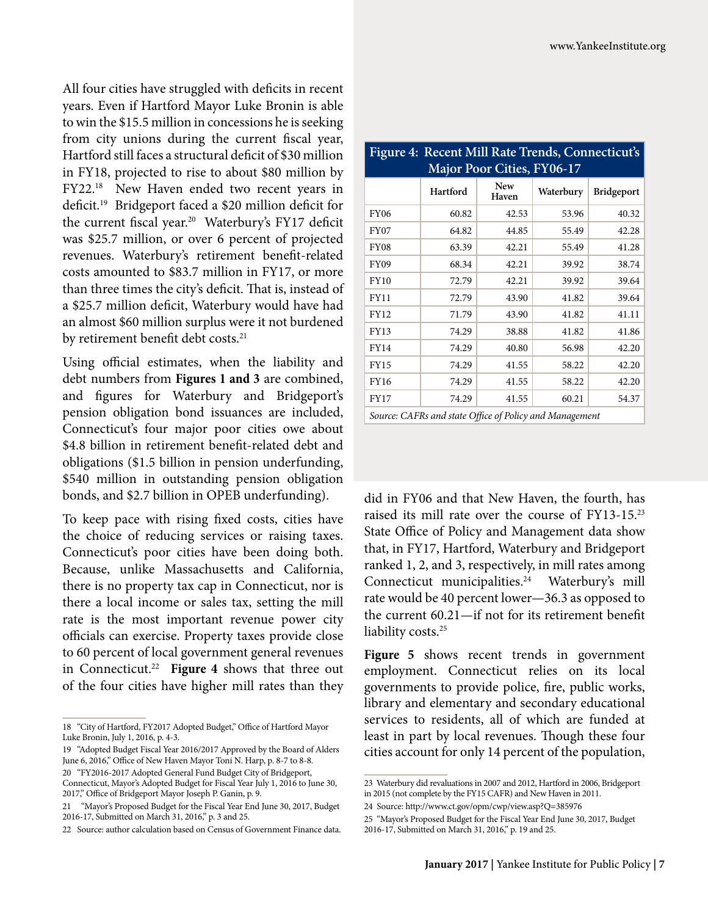All four cities have struggled with deficits in recent years. Even if Hartford Mayor Luke Bronin is able to win the $15.5 million in concessions he is seeking from city unions during the current fiscal year, Hartford still faces a structural deficit of $30 million in FY18, projected to rise to about $80 million by FY22.[18] New Haven ended two recent years in deficit.[19] Bridgeport faced a $20 million deficit for the current fiscal year.[20] Waterbury's FY17 deficit was $25.7 million, or over 6 percent of projected revenues. Waterbury's retirement benefit-related costs amounted to $83.7 million in FY17, or more than three times the city's deficit. That is, instead of a $25.7 million deficit, Waterbury would have had an almost $60 million surplus were it not burdened by retirement benefit debt costs.[21]

Using official estimates, when the liability and debt numbers from **Figures 1 and 3** are combined, and figures for Waterbury and Bridgeport's pension obligation bond issuances are included, Connecticut's four major poor cities owe about $4.8 billion in retirement benefit-related debt and obligations ($1.5 billion in pension underfunding, $540 million in outstanding pension obligation bonds, and $2.7 billion in OPEB underfunding).

To keep pace with rising fixed costs, cities have the choice of reducing services or raising taxes. Connecticut's poor cities have been doing both. Because, unlike Massachusetts and California, there is no property tax cap in Connecticut, nor is there a local income or sales tax, setting the mill rate is the most important revenue power city officials can exercise. Property taxes provide close to 60 percent of local government general revenues in Connecticut.[22] **Figure 4** shows that three out of the four cities have higher mill rates than they did in FY06 and that New Haven, the fourth, has raised its mill rate over the course of FY13-15.[23] State Office of Policy and Management data show that, in FY17, Hartford, Waterbury and Bridgeport ranked 1, 2, and 3, respectively, in mill rates among Connecticut municipalities.[24] Waterbury's mill rate would be 40 percent lower—36.3 as opposed to the current 60.21—if not for its retirement benefit liability costs.[25]

**Figure 4: Recent Mill Rate Trends, Connecticut's Major Poor Cities, FY06-17**

| | Hartford | New Haven | Waterbury | Bridgeport |
|---|---|---|---|---|
| FY06 | 60.82 | 42.53 | 53.96 | 40.32 |
| FY07 | 64.82 | 44.85 | 55.49 | 42.28 |
| FY08 | 63.39 | 42.21 | 55.49 | 41.28 |
| FY09 | 68.34 | 42.21 | 39.92 | 38.74 |
| FY10 | 72.79 | 42.21 | 39.92 | 39.64 |
| FY11 | 72.79 | 43.90 | 41.82 | 39.64 |
| FY12 | 71.79 | 43.90 | 41.82 | 41.11 |
| FY13 | 74.29 | 38.88 | 41.82 | 41.86 |
| FY14 | 74.29 | 40.80 | 56.98 | 42.20 |
| FY15 | 74.29 | 41.55 | 58.22 | 42.20 |
| FY16 | 74.29 | 41.55 | 58.22 | 42.20 |
| FY17 | 74.29 | 41.55 | 60.21 | 54.37 |

*Source: CAFRs and state Office of Policy and Management*

**Figure 5** shows recent trends in government employment. Connecticut relies on its local governments to provide police, fire, public works, library and elementary and secondary educational services to residents, all of which are funded at least in part by local revenues. Though these four cities account for only 14 percent of the population,

---

18 "City of Hartford, FY2017 Adopted Budget," Office of Hartford Mayor Luke Bronin, July 1, 2016, p. 4-3.

19 "Adopted Budget Fiscal Year 2016/2017 Approved by the Board of Alders June 6, 2016," Office of New Haven Mayor Toni N. Harp, p. 8-7 to 8-8.

20 "FY2016-2017 Adopted General Fund Budget City of Bridgeport, Connecticut, Mayor's Adopted Budget for Fiscal Year July 1, 2016 to June 30, 2017," Office of Bridgeport Mayor Joseph P. Ganin, p. 9.

21 "Mayor's Proposed Budget for the Fiscal Year End June 30, 2017, Budget 2016-17, Submitted on March 31, 2016," p. 3 and 25.

22 Source: author calculation based on Census of Government Finance data.

23 Waterbury did revaluations in 2007 and 2012, Hartford in 2006, Bridgeport in 2015 (not complete by the FY15 CAFR) and New Haven in 2011.

24 Source: http://www.ct.gov/opm/cwp/view.asp?Q=385976

25 "Mayor's Proposed Budget for the Fiscal Year End June 30, 2017, Budget 2016-17, Submitted on March 31, 2016," p. 19 and 25.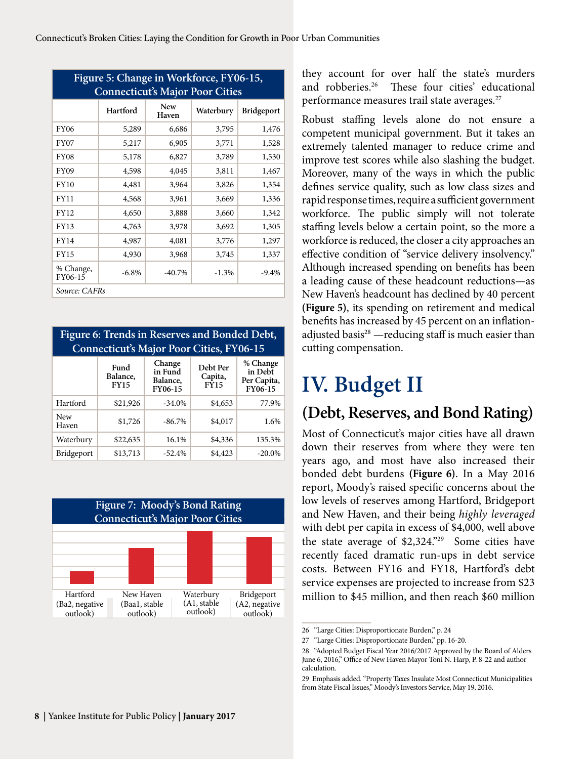| Figure 5: Change in Workforce, FY06-15, Connecticut's Major Poor Cities | | | | |
|---|---|---|---|---|
| | Hartford | New Haven | Waterbury | Bridgeport |
| FY06 | 5,289 | 6,686 | 3,795 | 1,476 |
| FY07 | 5,217 | 6,905 | 3,771 | 1,528 |
| FY08 | 5,178 | 6,827 | 3,789 | 1,530 |
| FY09 | 4,598 | 4,045 | 3,811 | 1,467 |
| FY10 | 4,481 | 3,964 | 3,826 | 1,354 |
| FY11 | 4,568 | 3,961 | 3,669 | 1,336 |
| FY12 | 4,650 | 3,888 | 3,660 | 1,342 |
| FY13 | 4,763 | 3,978 | 3,692 | 1,305 |
| FY14 | 4,987 | 4,081 | 3,776 | 1,297 |
| FY15 | 4,930 | 3,968 | 3,745 | 1,337 |
| % Change, FY06-15 | -6.8% | -40.7% | -1.3% | -9.4% |

*Source: CAFRs*

| Figure 6: Trends in Reserves and Bonded Debt, Connecticut's Major Poor Cities, FY06-15 | | | | |
|---|---|---|---|---|
| | Fund Balance, FY15 | Change in Fund Balance, FY06-15 | Debt Per Capita, FY15 | % Change in Debt Per Capita, FY06-15 |
| Hartford | $21,926 | -34.0% | $4,653 | 77.9% |
| New Haven | $1,726 | -86.7% | $4,017 | 1.6% |
| Waterbury | $22,635 | 16.1% | $4,336 | 135.3% |
| Bridgeport | $13,713 | -52.4% | $4,423 | -20.0% |

**Figure 7: Moody's Bond Rating Connecticut's Major Poor Cities**

Hartford (Ba2, negative outlook) | New Haven (Baa1, stable outlook) | Waterbury (A1, stable outlook) | Bridgeport (A2, negative outlook)

they account for over half the state's murders and robberies.[26] These four cities' educational performance measures trail state averages.[27]

Robust staffing levels alone do not ensure a competent municipal government. But it takes an extremely talented manager to reduce crime and improve test scores while also slashing the budget. Moreover, many of the ways in which the public defines service quality, such as low class sizes and rapid response times, require a sufficient government workforce. The public simply will not tolerate staffing levels below a certain point, so the more a workforce is reduced, the closer a city approaches an effective condition of "service delivery insolvency." Although increased spending on benefits has been a leading cause of these headcount reductions—as New Haven's headcount has declined by 40 percent **(Figure 5)**, its spending on retirement and medical benefits has increased by 45 percent on an inflation-adjusted basis[28] —reducing staff is much easier than cutting compensation.

# IV. Budget II

## (Debt, Reserves, and Bond Rating)

Most of Connecticut's major cities have all drawn down their reserves from where they were ten years ago, and most have also increased their bonded debt burdens **(Figure 6)**. In a May 2016 report, Moody's raised specific concerns about the low levels of reserves among Hartford, Bridgeport and New Haven, and their being *highly leveraged* with debt per capita in excess of $4,000, well above the state average of $2,324."[29] Some cities have recently faced dramatic run-ups in debt service costs. Between FY16 and FY18, Hartford's debt service expenses are projected to increase from $23 million to $45 million, and then reach $60 million

26 "Large Cities: Disproportionate Burden," p. 24

27 "Large Cities: Disproportionate Burden," pp. 16-20.

28 "Adopted Budget Fiscal Year 2016/2017 Approved by the Board of Alders June 6, 2016," Office of New Haven Mayor Toni N. Harp, P. 8-22 and author calculation.

29 Emphasis added. "Property Taxes Insulate Most Connecticut Municipalities from State Fiscal Issues," Moody's Investors Service, May 19, 2016.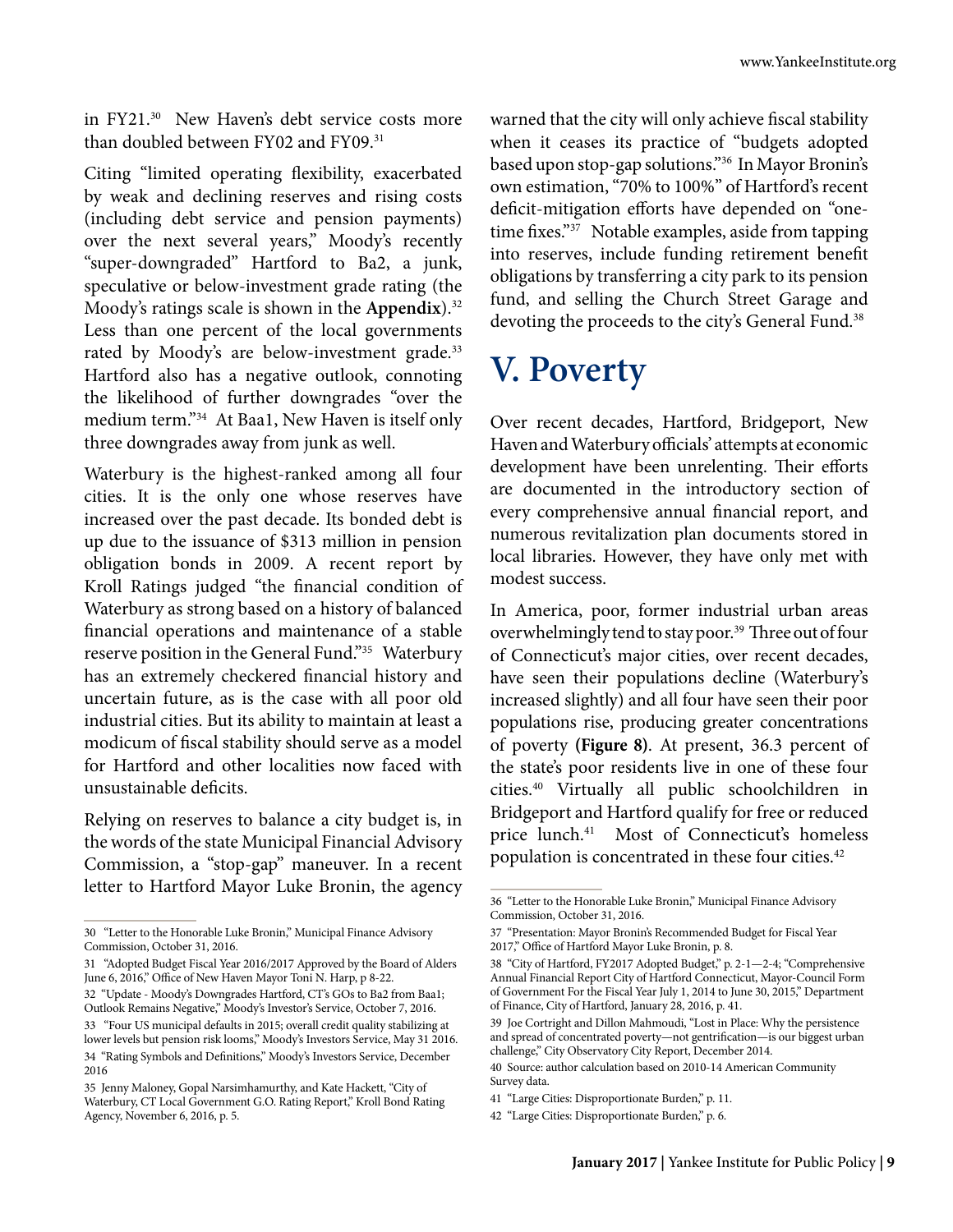in FY21.[30] New Haven's debt service costs more than doubled between FY02 and FY09.[31]

Citing "limited operating flexibility, exacerbated by weak and declining reserves and rising costs (including debt service and pension payments) over the next several years," Moody's recently "super-downgraded" Hartford to Ba2, a junk, speculative or below-investment grade rating (the Moody's ratings scale is shown in the **Appendix**).[32] Less than one percent of the local governments rated by Moody's are below-investment grade.[33] Hartford also has a negative outlook, connoting the likelihood of further downgrades "over the medium term."[34] At Baa1, New Haven is itself only three downgrades away from junk as well.

Waterbury is the highest-ranked among all four cities. It is the only one whose reserves have increased over the past decade. Its bonded debt is up due to the issuance of $313 million in pension obligation bonds in 2009. A recent report by Kroll Ratings judged "the financial condition of Waterbury as strong based on a history of balanced financial operations and maintenance of a stable reserve position in the General Fund."[35] Waterbury has an extremely checkered financial history and uncertain future, as is the case with all poor old industrial cities. But its ability to maintain at least a modicum of fiscal stability should serve as a model for Hartford and other localities now faced with unsustainable deficits.

Relying on reserves to balance a city budget is, in the words of the state Municipal Financial Advisory Commission, a "stop-gap" maneuver. In a recent letter to Hartford Mayor Luke Bronin, the agency warned that the city will only achieve fiscal stability when it ceases its practice of "budgets adopted based upon stop-gap solutions."[36] In Mayor Bronin's own estimation, "70% to 100%" of Hartford's recent deficit-mitigation efforts have depended on "one-time fixes."[37] Notable examples, aside from tapping into reserves, include funding retirement benefit obligations by transferring a city park to its pension fund, and selling the Church Street Garage and devoting the proceeds to the city's General Fund.[38]

# V. Poverty

Over recent decades, Hartford, Bridgeport, New Haven and Waterbury officials' attempts at economic development have been unrelenting. Their efforts are documented in the introductory section of every comprehensive annual financial report, and numerous revitalization plan documents stored in local libraries. However, they have only met with modest success.

In America, poor, former industrial urban areas overwhelmingly tend to stay poor.[39] Three out of four of Connecticut's major cities, over recent decades, have seen their populations decline (Waterbury's increased slightly) and all four have seen their poor populations rise, producing greater concentrations of poverty **(Figure 8)**. At present, 36.3 percent of the state's poor residents live in one of these four cities.[40] Virtually all public schoolchildren in Bridgeport and Hartford qualify for free or reduced price lunch.[41] Most of Connecticut's homeless population is concentrated in these four cities.[42]

---

30 "Letter to the Honorable Luke Bronin," Municipal Finance Advisory Commission, October 31, 2016.

31 "Adopted Budget Fiscal Year 2016/2017 Approved by the Board of Alders June 6, 2016," Office of New Haven Mayor Toni N. Harp, p 8-22.

32 "Update - Moody's Downgrades Hartford, CT's GOs to Ba2 from Baa1; Outlook Remains Negative," Moody's Investor's Service, October 7, 2016.

33 "Four US municipal defaults in 2015; overall credit quality stabilizing at lower levels but pension risk looms," Moody's Investors Service, May 31 2016.

34 "Rating Symbols and Definitions," Moody's Investors Service, December 2016

35 Jenny Maloney, Gopal Narsimhamurthy, and Kate Hackett, "City of Waterbury, CT Local Government G.O. Rating Report," Kroll Bond Rating Agency, November 6, 2016, p. 5.

36 "Letter to the Honorable Luke Bronin," Municipal Finance Advisory Commission, October 31, 2016.

37 "Presentation: Mayor Bronin's Recommended Budget for Fiscal Year 2017," Office of Hartford Mayor Luke Bronin, p. 8.

38 "City of Hartford, FY2017 Adopted Budget," p. 2-1—2-4; "Comprehensive Annual Financial Report City of Hartford Connecticut, Mayor-Council Form of Government For the Fiscal Year July 1, 2014 to June 30, 2015," Department of Finance, City of Hartford, January 28, 2016, p. 41.

39 Joe Cortright and Dillon Mahmoudi, "Lost in Place: Why the persistence and spread of concentrated poverty—not gentrification—is our biggest urban challenge," City Observatory City Report, December 2014.

40 Source: author calculation based on 2010-14 American Community Survey data.

41 "Large Cities: Disproportionate Burden," p. 11.

42 "Large Cities: Disproportionate Burden," p. 6.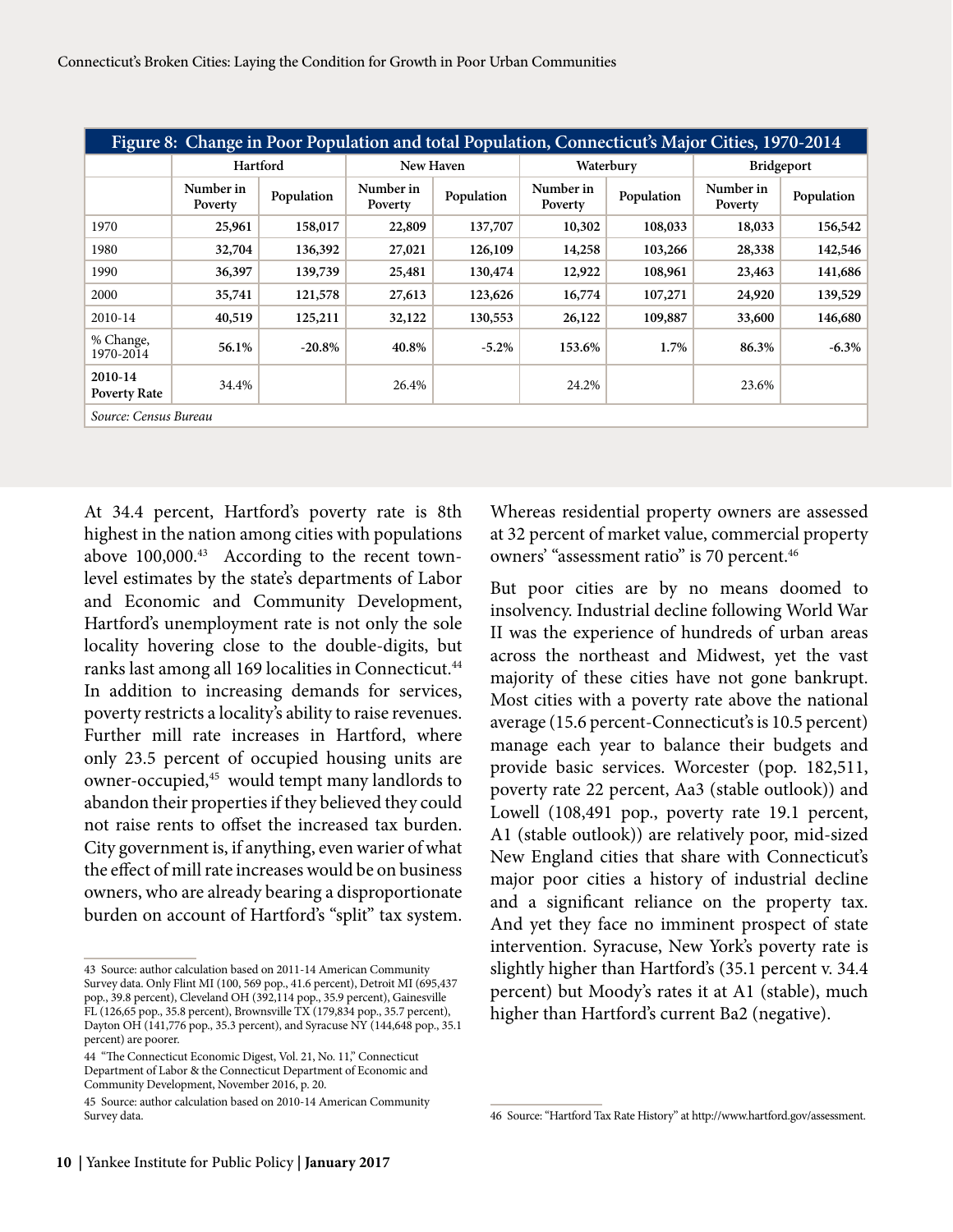| Figure 8: Change in Poor Population and total Population, Connecticut's Major Cities, 1970-2014 | | | | | | | | |
|---|---|---|---|---|---|---|---|---|
| | Hartford | | New Haven | | Waterbury | | Bridgeport | |
| | Number in Poverty | Population | Number in Poverty | Population | Number in Poverty | Population | Number in Poverty | Population |
| 1970 | **25,961** | **158,017** | **22,809** | **137,707** | **10,302** | **108,033** | **18,033** | **156,542** |
| 1980 | **32,704** | **136,392** | **27,021** | **126,109** | **14,258** | **103,266** | **28,338** | **142,546** |
| 1990 | **36,397** | **139,739** | **25,481** | **130,474** | **12,922** | **108,961** | **23,463** | **141,686** |
| 2000 | **35,741** | **121,578** | **27,613** | **123,626** | **16,774** | **107,271** | **24,920** | **139,529** |
| 2010-14 | **40,519** | **125,211** | **32,122** | **130,553** | **26,122** | **109,887** | **33,600** | **146,680** |
| % Change, 1970-2014 | **56.1%** | **-20.8%** | **40.8%** | **-5.2%** | **153.6%** | **1.7%** | **86.3%** | **-6.3%** |
| **2010-14 Poverty Rate** | 34.4% | | 26.4% | | 24.2% | | 23.6% | |
| *Source: Census Bureau* | | | | | | | | |

At 34.4 percent, Hartford's poverty rate is 8th highest in the nation among cities with populations above 100,000.[43] According to the recent town-level estimates by the state's departments of Labor and Economic and Community Development, Hartford's unemployment rate is not only the sole locality hovering close to the double-digits, but ranks last among all 169 localities in Connecticut.[44] In addition to increasing demands for services, poverty restricts a locality's ability to raise revenues. Further mill rate increases in Hartford, where only 23.5 percent of occupied housing units are owner-occupied,[45] would tempt many landlords to abandon their properties if they believed they could not raise rents to offset the increased tax burden. City government is, if anything, even warier of what the effect of mill rate increases would be on business owners, who are already bearing a disproportionate burden on account of Hartford's "split" tax system. Whereas residential property owners are assessed at 32 percent of market value, commercial property owners' "assessment ratio" is 70 percent.[46]

But poor cities are by no means doomed to insolvency. Industrial decline following World War II was the experience of hundreds of urban areas across the northeast and Midwest, yet the vast majority of these cities have not gone bankrupt. Most cities with a poverty rate above the national average (15.6 percent-Connecticut's is 10.5 percent) manage each year to balance their budgets and provide basic services. Worcester (pop. 182,511, poverty rate 22 percent, Aa3 (stable outlook)) and Lowell (108,491 pop., poverty rate 19.1 percent, A1 (stable outlook)) are relatively poor, mid-sized New England cities that share with Connecticut's major poor cities a history of industrial decline and a significant reliance on the property tax. And yet they face no imminent prospect of state intervention. Syracuse, New York's poverty rate is slightly higher than Hartford's (35.1 percent v. 34.4 percent) but Moody's rates it at A1 (stable), much higher than Hartford's current Ba2 (negative).

43 Source: author calculation based on 2011-14 American Community Survey data. Only Flint MI (100, 569 pop., 41.6 percent), Detroit MI (695,437 pop., 39.8 percent), Cleveland OH (392,114 pop., 35.9 percent), Gainesville FL (126,65 pop., 35.8 percent), Brownsville TX (179,834 pop., 35.7 percent), Dayton OH (141,776 pop., 35.3 percent), and Syracuse NY (144,648 pop., 35.1 percent) are poorer.

44 "The Connecticut Economic Digest, Vol. 21, No. 11," Connecticut Department of Labor & the Connecticut Department of Economic and Community Development, November 2016, p. 20.

45 Source: author calculation based on 2010-14 American Community Survey data.

46 Source: "Hartford Tax Rate History" at http://www.hartford.gov/assessment.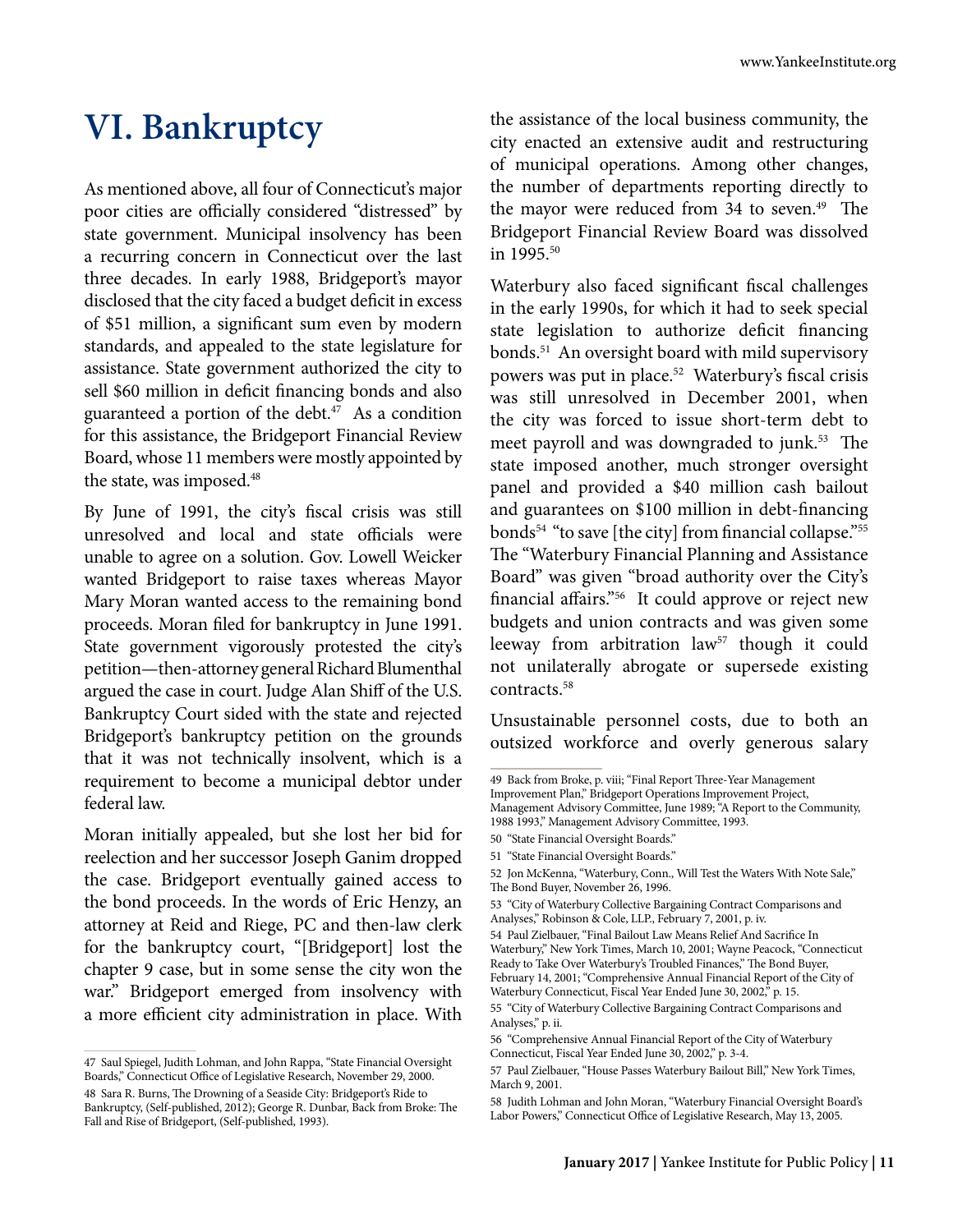# VI. Bankruptcy

As mentioned above, all four of Connecticut's major poor cities are officially considered "distressed" by state government. Municipal insolvency has been a recurring concern in Connecticut over the last three decades. In early 1988, Bridgeport's mayor disclosed that the city faced a budget deficit in excess of $51 million, a significant sum even by modern standards, and appealed to the state legislature for assistance. State government authorized the city to sell $60 million in deficit financing bonds and also guaranteed a portion of the debt.[47] As a condition for this assistance, the Bridgeport Financial Review Board, whose 11 members were mostly appointed by the state, was imposed.[48]

By June of 1991, the city's fiscal crisis was still unresolved and local and state officials were unable to agree on a solution. Gov. Lowell Weicker wanted Bridgeport to raise taxes whereas Mayor Mary Moran wanted access to the remaining bond proceeds. Moran filed for bankruptcy in June 1991. State government vigorously protested the city's petition—then-attorney general Richard Blumenthal argued the case in court. Judge Alan Shiff of the U.S. Bankruptcy Court sided with the state and rejected Bridgeport's bankruptcy petition on the grounds that it was not technically insolvent, which is a requirement to become a municipal debtor under federal law.

Moran initially appealed, but she lost her bid for reelection and her successor Joseph Ganim dropped the case. Bridgeport eventually gained access to the bond proceeds. In the words of Eric Henzy, an attorney at Reid and Riege, PC and then-law clerk for the bankruptcy court, "[Bridgeport] lost the chapter 9 case, but in some sense the city won the war." Bridgeport emerged from insolvency with a more efficient city administration in place. With the assistance of the local business community, the city enacted an extensive audit and restructuring of municipal operations. Among other changes, the number of departments reporting directly to the mayor were reduced from 34 to seven.[49] The Bridgeport Financial Review Board was dissolved in 1995.[50]

Waterbury also faced significant fiscal challenges in the early 1990s, for which it had to seek special state legislation to authorize deficit financing bonds.[51] An oversight board with mild supervisory powers was put in place.[52] Waterbury's fiscal crisis was still unresolved in December 2001, when the city was forced to issue short-term debt to meet payroll and was downgraded to junk.[53] The state imposed another, much stronger oversight panel and provided a $40 million cash bailout and guarantees on $100 million in debt-financing bonds[54] "to save [the city] from financial collapse."[55] The "Waterbury Financial Planning and Assistance Board" was given "broad authority over the City's financial affairs."[56] It could approve or reject new budgets and union contracts and was given some leeway from arbitration law[57] though it could not unilaterally abrogate or supersede existing contracts.[58]

Unsustainable personnel costs, due to both an outsized workforce and overly generous salary

---

47 Saul Spiegel, Judith Lohman, and John Rappa, "State Financial Oversight Boards," Connecticut Office of Legislative Research, November 29, 2000.

48 Sara R. Burns, The Drowning of a Seaside City: Bridgeport's Ride to Bankruptcy, (Self-published, 2012); George R. Dunbar, Back from Broke: The Fall and Rise of Bridgeport, (Self-published, 1993).

49 Back from Broke, p. viii; "Final Report Three-Year Management Improvement Plan," Bridgeport Operations Improvement Project, Management Advisory Committee, June 1989; "A Report to the Community, 1988 1993," Management Advisory Committee, 1993.

50 "State Financial Oversight Boards."

51 "State Financial Oversight Boards."

52 Jon McKenna, "Waterbury, Conn., Will Test the Waters With Note Sale," The Bond Buyer, November 26, 1996.

53 "City of Waterbury Collective Bargaining Contract Comparisons and Analyses," Robinson & Cole, LLP., February 7, 2001, p. iv.

54 Paul Zielbauer, "Final Bailout Law Means Relief And Sacrifice In Waterbury," New York Times, March 10, 2001; Wayne Peacock, "Connecticut Ready to Take Over Waterbury's Troubled Finances," The Bond Buyer, February 14, 2001; "Comprehensive Annual Financial Report of the City of Waterbury Connecticut, Fiscal Year Ended June 30, 2002," p. 15.

55 "City of Waterbury Collective Bargaining Contract Comparisons and Analyses," p. ii.

56 "Comprehensive Annual Financial Report of the City of Waterbury Connecticut, Fiscal Year Ended June 30, 2002," p. 3-4.

57 Paul Zielbauer, "House Passes Waterbury Bailout Bill," New York Times, March 9, 2001.

58 Judith Lohman and John Moran, "Waterbury Financial Oversight Board's Labor Powers," Connecticut Office of Legislative Research, May 13, 2005.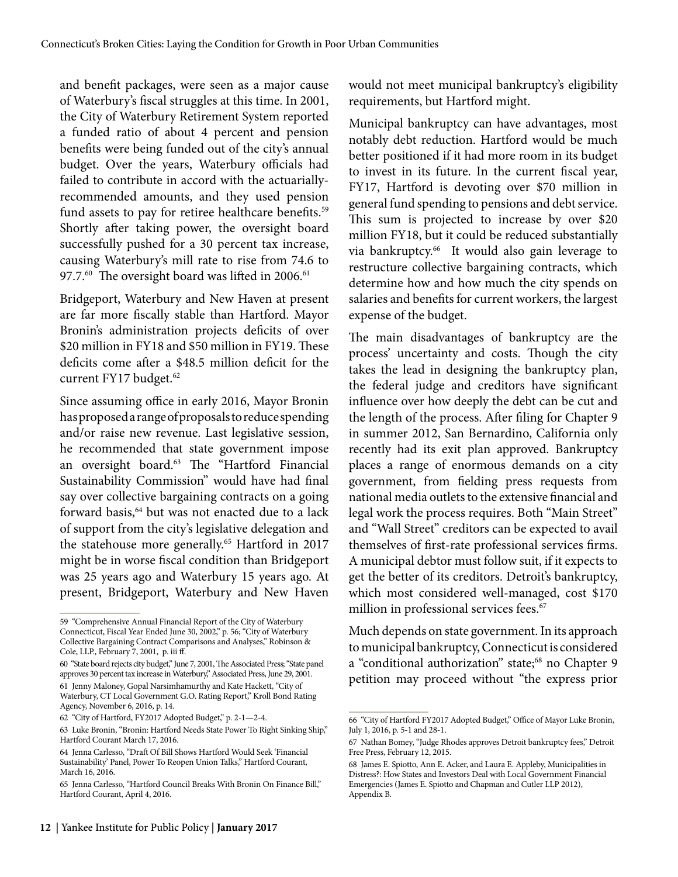and benefit packages, were seen as a major cause of Waterbury's fiscal struggles at this time. In 2001, the City of Waterbury Retirement System reported a funded ratio of about 4 percent and pension benefits were being funded out of the city's annual budget. Over the years, Waterbury officials had failed to contribute in accord with the actuarially-recommended amounts, and they used pension fund assets to pay for retiree healthcare benefits.[59] Shortly after taking power, the oversight board successfully pushed for a 30 percent tax increase, causing Waterbury's mill rate to rise from 74.6 to 97.7.[60] The oversight board was lifted in 2006.[61]

Bridgeport, Waterbury and New Haven at present are far more fiscally stable than Hartford. Mayor Bronin's administration projects deficits of over $20 million in FY18 and $50 million in FY19. These deficits come after a $48.5 million deficit for the current FY17 budget.[62]

Since assuming office in early 2016, Mayor Bronin has proposed a range of proposals to reduce spending and/or raise new revenue. Last legislative session, he recommended that state government impose an oversight board.[63] The "Hartford Financial Sustainability Commission" would have had final say over collective bargaining contracts on a going forward basis,[64] but was not enacted due to a lack of support from the city's legislative delegation and the statehouse more generally.[65] Hartford in 2017 might be in worse fiscal condition than Bridgeport was 25 years ago and Waterbury 15 years ago. At present, Bridgeport, Waterbury and New Haven would not meet municipal bankruptcy's eligibility requirements, but Hartford might.

Municipal bankruptcy can have advantages, most notably debt reduction. Hartford would be much better positioned if it had more room in its budget to invest in its future. In the current fiscal year, FY17, Hartford is devoting over $70 million in general fund spending to pensions and debt service. This sum is projected to increase by over $20 million FY18, but it could be reduced substantially via bankruptcy.[66] It would also gain leverage to restructure collective bargaining contracts, which determine how and how much the city spends on salaries and benefits for current workers, the largest expense of the budget.

The main disadvantages of bankruptcy are the process' uncertainty and costs. Though the city takes the lead in designing the bankruptcy plan, the federal judge and creditors have significant influence over how deeply the debt can be cut and the length of the process. After filing for Chapter 9 in summer 2012, San Bernardino, California only recently had its exit plan approved. Bankruptcy places a range of enormous demands on a city government, from fielding press requests from national media outlets to the extensive financial and legal work the process requires. Both "Main Street" and "Wall Street" creditors can be expected to avail themselves of first-rate professional services firms. A municipal debtor must follow suit, if it expects to get the better of its creditors. Detroit's bankruptcy, which most considered well-managed, cost $170 million in professional services fees.[67]

Much depends on state government. In its approach to municipal bankruptcy, Connecticut is considered a "conditional authorization" state;[68] no Chapter 9 petition may proceed without "the express prior

---

59 "Comprehensive Annual Financial Report of the City of Waterbury Connecticut, Fiscal Year Ended June 30, 2002," p. 56; "City of Waterbury Collective Bargaining Contract Comparisons and Analyses," Robinson & Cole, LLP., February 7, 2001, p. iii ff.

60 "State board rejects city budget," June 7, 2001, The Associated Press; "State panel approves 30 percent tax increase in Waterbury," Associated Press, June 29, 2001.

61 Jenny Maloney, Gopal Narsimhamurthy and Kate Hackett, "City of Waterbury, CT Local Government G.O. Rating Report," Kroll Bond Rating Agency, November 6, 2016, p. 14.

62 "City of Hartford, FY2017 Adopted Budget," p. 2-1—2-4.

63 Luke Bronin, "Bronin: Hartford Needs State Power To Right Sinking Ship," Hartford Courant March 17, 2016.

64 Jenna Carlesso, "Draft Of Bill Shows Hartford Would Seek 'Financial Sustainability' Panel, Power To Reopen Union Talks," Hartford Courant, March 16, 2016.

65 Jenna Carlesso, "Hartford Council Breaks With Bronin On Finance Bill," Hartford Courant, April 4, 2016.

66 "City of Hartford FY2017 Adopted Budget," Office of Mayor Luke Bronin, July 1, 2016, p. 5-1 and 28-1.

67 Nathan Bomey, "Judge Rhodes approves Detroit bankruptcy fees," Detroit Free Press, February 12, 2015.

68 James E. Spiotto, Ann E. Acker, and Laura E. Appleby, Municipalities in Distress?: How States and Investors Deal with Local Government Financial Emergencies (James E. Spiotto and Chapman and Cutler LLP 2012), Appendix B.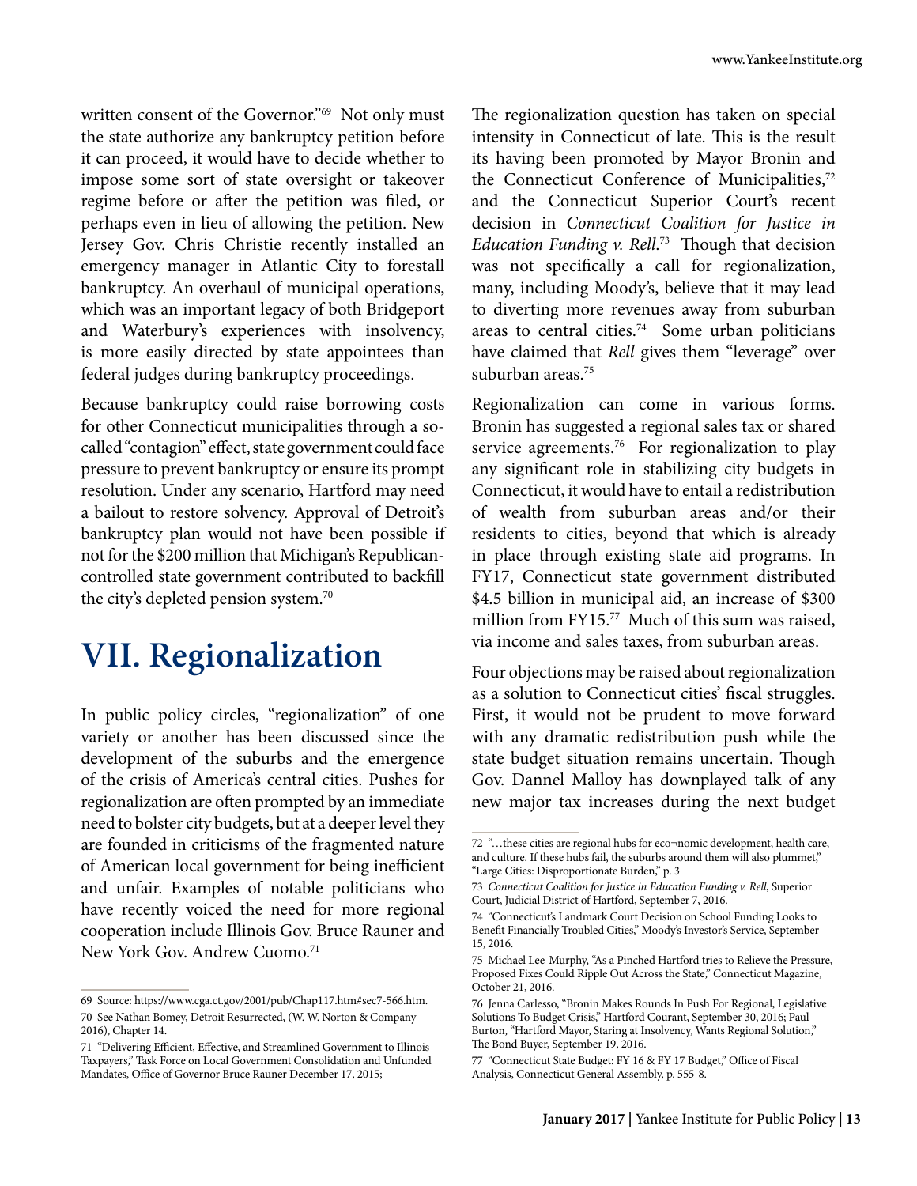written consent of the Governor."[69] Not only must the state authorize any bankruptcy petition before it can proceed, it would have to decide whether to impose some sort of state oversight or takeover regime before or after the petition was filed, or perhaps even in lieu of allowing the petition. New Jersey Gov. Chris Christie recently installed an emergency manager in Atlantic City to forestall bankruptcy. An overhaul of municipal operations, which was an important legacy of both Bridgeport and Waterbury's experiences with insolvency, is more easily directed by state appointees than federal judges during bankruptcy proceedings.

Because bankruptcy could raise borrowing costs for other Connecticut municipalities through a so-called "contagion" effect, state government could face pressure to prevent bankruptcy or ensure its prompt resolution. Under any scenario, Hartford may need a bailout to restore solvency. Approval of Detroit's bankruptcy plan would not have been possible if not for the $200 million that Michigan's Republican-controlled state government contributed to backfill the city's depleted pension system.[70]

# VII. Regionalization

In public policy circles, "regionalization" of one variety or another has been discussed since the development of the suburbs and the emergence of the crisis of America's central cities. Pushes for regionalization are often prompted by an immediate need to bolster city budgets, but at a deeper level they are founded in criticisms of the fragmented nature of American local government for being inefficient and unfair. Examples of notable politicians who have recently voiced the need for more regional cooperation include Illinois Gov. Bruce Rauner and New York Gov. Andrew Cuomo.[71]

The regionalization question has taken on special intensity in Connecticut of late. This is the result its having been promoted by Mayor Bronin and the Connecticut Conference of Municipalities,[72] and the Connecticut Superior Court's recent decision in *Connecticut Coalition for Justice in Education Funding v. Rell*.[73] Though that decision was not specifically a call for regionalization, many, including Moody's, believe that it may lead to diverting more revenues away from suburban areas to central cities.[74] Some urban politicians have claimed that *Rell* gives them "leverage" over suburban areas.[75]

Regionalization can come in various forms. Bronin has suggested a regional sales tax or shared service agreements.[76] For regionalization to play any significant role in stabilizing city budgets in Connecticut, it would have to entail a redistribution of wealth from suburban areas and/or their residents to cities, beyond that which is already in place through existing state aid programs. In FY17, Connecticut state government distributed $4.5 billion in municipal aid, an increase of $300 million from FY15.[77] Much of this sum was raised, via income and sales taxes, from suburban areas.

Four objections may be raised about regionalization as a solution to Connecticut cities' fiscal struggles. First, it would not be prudent to move forward with any dramatic redistribution push while the state budget situation remains uncertain. Though Gov. Dannel Malloy has downplayed talk of any new major tax increases during the next budget

---

69 Source: https://www.cga.ct.gov/2001/pub/Chap117.htm#sec7-566.htm.

70 See Nathan Bomey, Detroit Resurrected, (W. W. Norton & Company 2016), Chapter 14.

71 "Delivering Efficient, Effective, and Streamlined Government to Illinois Taxpayers," Task Force on Local Government Consolidation and Unfunded Mandates, Office of Governor Bruce Rauner December 17, 2015;

72 "…these cities are regional hubs for eco¬nomic development, health care, and culture. If these hubs fail, the suburbs around them will also plummet," "Large Cities: Disproportionate Burden," p. 3

73 *Connecticut Coalition for Justice in Education Funding v. Rell*, Superior Court, Judicial District of Hartford, September 7, 2016.

74 "Connecticut's Landmark Court Decision on School Funding Looks to Benefit Financially Troubled Cities," Moody's Investor's Service, September 15, 2016.

75 Michael Lee-Murphy, "As a Pinched Hartford tries to Relieve the Pressure, Proposed Fixes Could Ripple Out Across the State," Connecticut Magazine, October 21, 2016.

76 Jenna Carlesso, "Bronin Makes Rounds In Push For Regional, Legislative Solutions To Budget Crisis," Hartford Courant, September 30, 2016; Paul Burton, "Hartford Mayor, Staring at Insolvency, Wants Regional Solution," The Bond Buyer, September 19, 2016.

77 "Connecticut State Budget: FY 16 & FY 17 Budget," Office of Fiscal Analysis, Connecticut General Assembly, p. 555-8.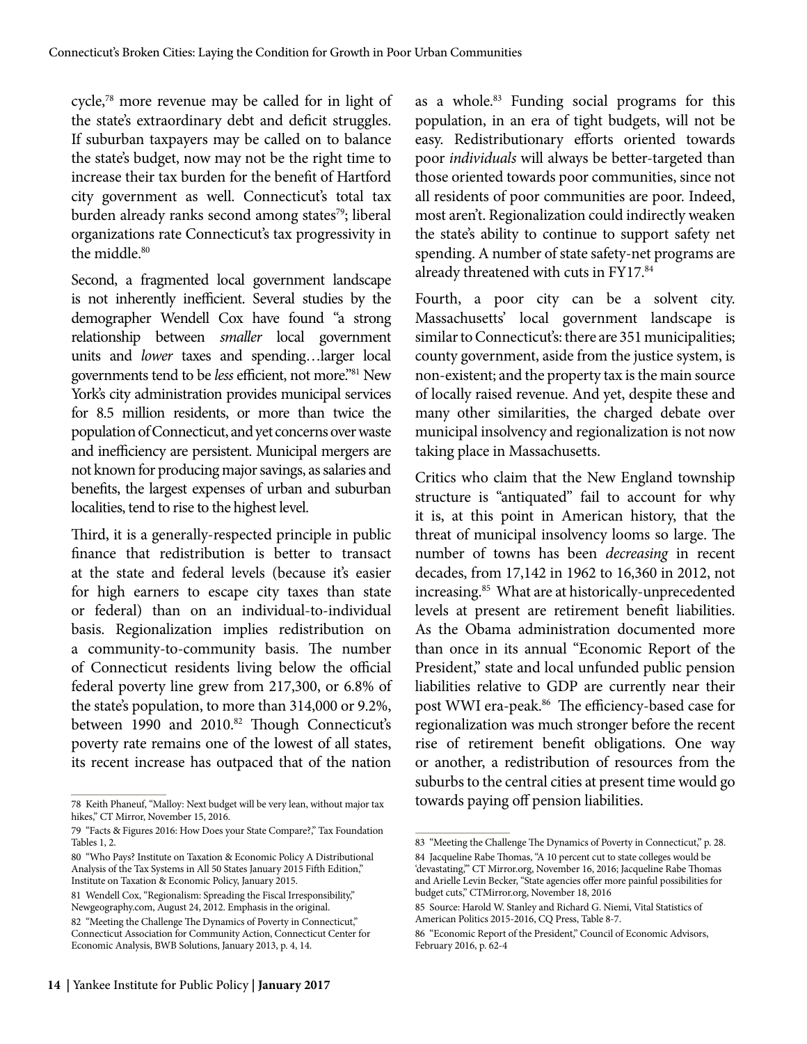cycle,[78] more revenue may be called for in light of the state's extraordinary debt and deficit struggles. If suburban taxpayers may be called on to balance the state's budget, now may not be the right time to increase their tax burden for the benefit of Hartford city government as well. Connecticut's total tax burden already ranks second among states[79]; liberal organizations rate Connecticut's tax progressivity in the middle.[80]

Second, a fragmented local government landscape is not inherently inefficient. Several studies by the demographer Wendell Cox have found "a strong relationship between *smaller* local government units and *lower* taxes and spending…larger local governments tend to be *less* efficient, not more."[81] New York's city administration provides municipal services for 8.5 million residents, or more than twice the population of Connecticut, and yet concerns over waste and inefficiency are persistent. Municipal mergers are not known for producing major savings, as salaries and benefits, the largest expenses of urban and suburban localities, tend to rise to the highest level.

Third, it is a generally-respected principle in public finance that redistribution is better to transact at the state and federal levels (because it's easier for high earners to escape city taxes than state or federal) than on an individual-to-individual basis. Regionalization implies redistribution on a community-to-community basis. The number of Connecticut residents living below the official federal poverty line grew from 217,300, or 6.8% of the state's population, to more than 314,000 or 9.2%, between 1990 and 2010.[82] Though Connecticut's poverty rate remains one of the lowest of all states, its recent increase has outpaced that of the nation as a whole.[83] Funding social programs for this population, in an era of tight budgets, will not be easy. Redistributionary efforts oriented towards poor *individuals* will always be better-targeted than those oriented towards poor communities, since not all residents of poor communities are poor. Indeed, most aren't. Regionalization could indirectly weaken the state's ability to continue to support safety net spending. A number of state safety-net programs are already threatened with cuts in FY17.[84]

Fourth, a poor city can be a solvent city. Massachusetts' local government landscape is similar to Connecticut's: there are 351 municipalities; county government, aside from the justice system, is non-existent; and the property tax is the main source of locally raised revenue. And yet, despite these and many other similarities, the charged debate over municipal insolvency and regionalization is not now taking place in Massachusetts.

Critics who claim that the New England township structure is "antiquated" fail to account for why it is, at this point in American history, that the threat of municipal insolvency looms so large. The number of towns has been *decreasing* in recent decades, from 17,142 in 1962 to 16,360 in 2012, not increasing.[85] What are at historically-unprecedented levels at present are retirement benefit liabilities. As the Obama administration documented more than once in its annual "Economic Report of the President," state and local unfunded public pension liabilities relative to GDP are currently near their post WWI era-peak.[86] The efficiency-based case for regionalization was much stronger before the recent rise of retirement benefit obligations. One way or another, a redistribution of resources from the suburbs to the central cities at present time would go towards paying off pension liabilities.

---

78 Keith Phaneuf, "Malloy: Next budget will be very lean, without major tax hikes," CT Mirror, November 15, 2016.

79 "Facts & Figures 2016: How Does your State Compare?," Tax Foundation Tables 1, 2.

80 "Who Pays? Institute on Taxation & Economic Policy A Distributional Analysis of the Tax Systems in All 50 States January 2015 Fifth Edition," Institute on Taxation & Economic Policy, January 2015.

81 Wendell Cox, "Regionalism: Spreading the Fiscal Irresponsibility," Newgeography.com, August 24, 2012. Emphasis in the original.

82 "Meeting the Challenge The Dynamics of Poverty in Connecticut," Connecticut Association for Community Action, Connecticut Center for Economic Analysis, BWB Solutions, January 2013, p. 4, 14.

83 "Meeting the Challenge The Dynamics of Poverty in Connecticut," p. 28.

84 Jacqueline Rabe Thomas, "A 10 percent cut to state colleges would be 'devastating,'" CT Mirror.org, November 16, 2016; Jacqueline Rabe Thomas and Arielle Levin Becker, "State agencies offer more painful possibilities for budget cuts," CTMirror.org, November 18, 2016

85 Source: Harold W. Stanley and Richard G. Niemi, Vital Statistics of American Politics 2015-2016, CQ Press, Table 8-7.

86 "Economic Report of the President," Council of Economic Advisors, February 2016, p. 62-4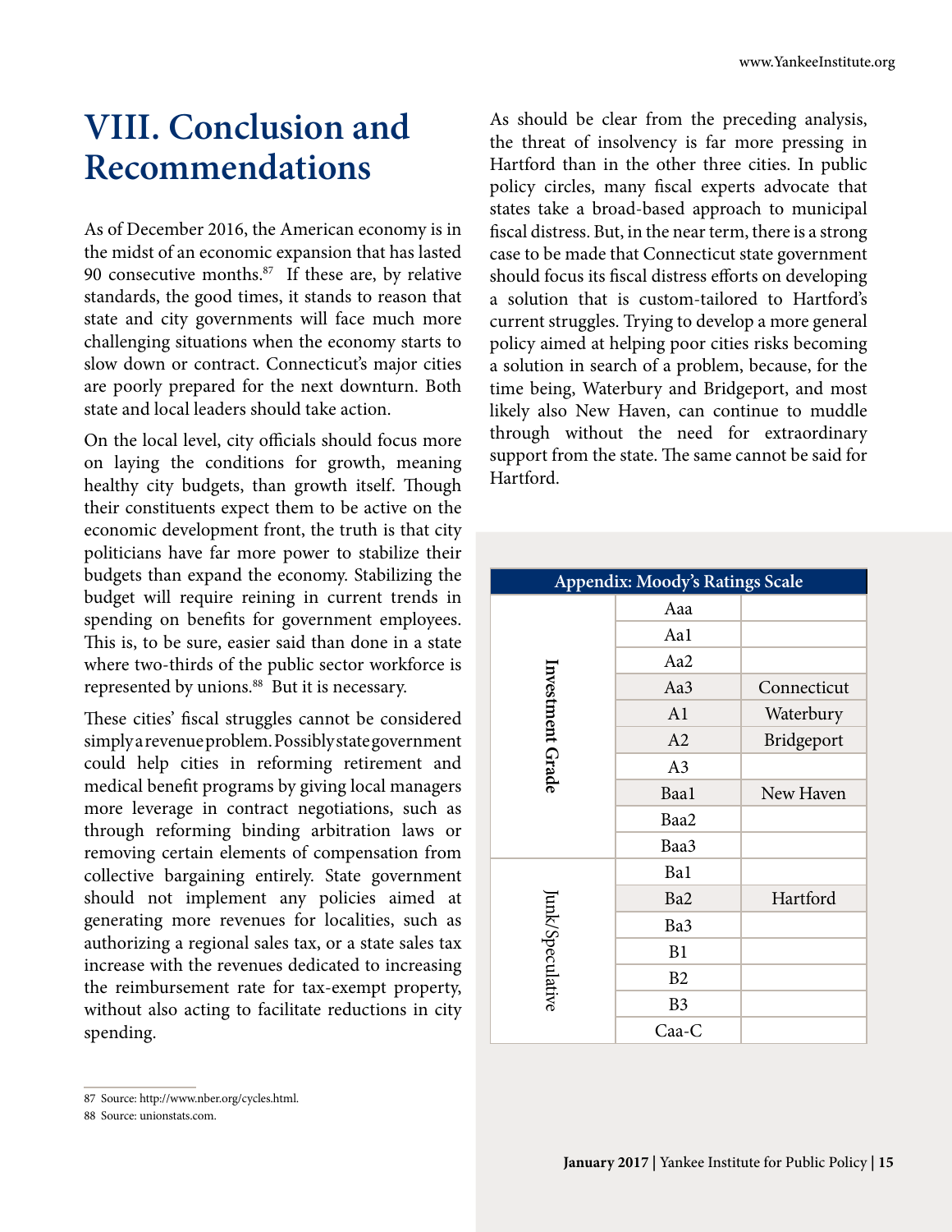# VIII. Conclusion and Recommendations

As of December 2016, the American economy is in the midst of an economic expansion that has lasted 90 consecutive months.[87] If these are, by relative standards, the good times, it stands to reason that state and city governments will face much more challenging situations when the economy starts to slow down or contract. Connecticut's major cities are poorly prepared for the next downturn. Both state and local leaders should take action.

On the local level, city officials should focus more on laying the conditions for growth, meaning healthy city budgets, than growth itself. Though their constituents expect them to be active on the economic development front, the truth is that city politicians have far more power to stabilize their budgets than expand the economy. Stabilizing the budget will require reining in current trends in spending on benefits for government employees. This is, to be sure, easier said than done in a state where two-thirds of the public sector workforce is represented by unions.[88] But it is necessary.

These cities' fiscal struggles cannot be considered simply a revenue problem. Possibly state government could help cities in reforming retirement and medical benefit programs by giving local managers more leverage in contract negotiations, such as through reforming binding arbitration laws or removing certain elements of compensation from collective bargaining entirely. State government should not implement any policies aimed at generating more revenues for localities, such as authorizing a regional sales tax, or a state sales tax increase with the revenues dedicated to increasing the reimbursement rate for tax-exempt property, without also acting to facilitate reductions in city spending.

As should be clear from the preceding analysis, the threat of insolvency is far more pressing in Hartford than in the other three cities. In public policy circles, many fiscal experts advocate that states take a broad-based approach to municipal fiscal distress. But, in the near term, there is a strong case to be made that Connecticut state government should focus its fiscal distress efforts on developing a solution that is custom-tailored to Hartford's current struggles. Trying to develop a more general policy aimed at helping poor cities risks becoming a solution in search of a problem, because, for the time being, Waterbury and Bridgeport, and most likely also New Haven, can continue to muddle through without the need for extraordinary support from the state. The same cannot be said for Hartford.

| Appendix: Moody's Ratings Scale | | |
|---|---|---|
| Investment Grade | Aaa | |
| | Aa1 | |
| | Aa2 | |
| | Aa3 | Connecticut |
| | A1 | Waterbury |
| | A2 | Bridgeport |
| | A3 | |
| | Baa1 | New Haven |
| | Baa2 | |
| | Baa3 | |
| Junk/Speculative | Ba1 | |
| | Ba2 | Hartford |
| | Ba3 | |
| | B1 | |
| | B2 | |
| | B3 | |
| | Caa-C | |

87 Source: http://www.nber.org/cycles.html.

88 Source: unionstats.com.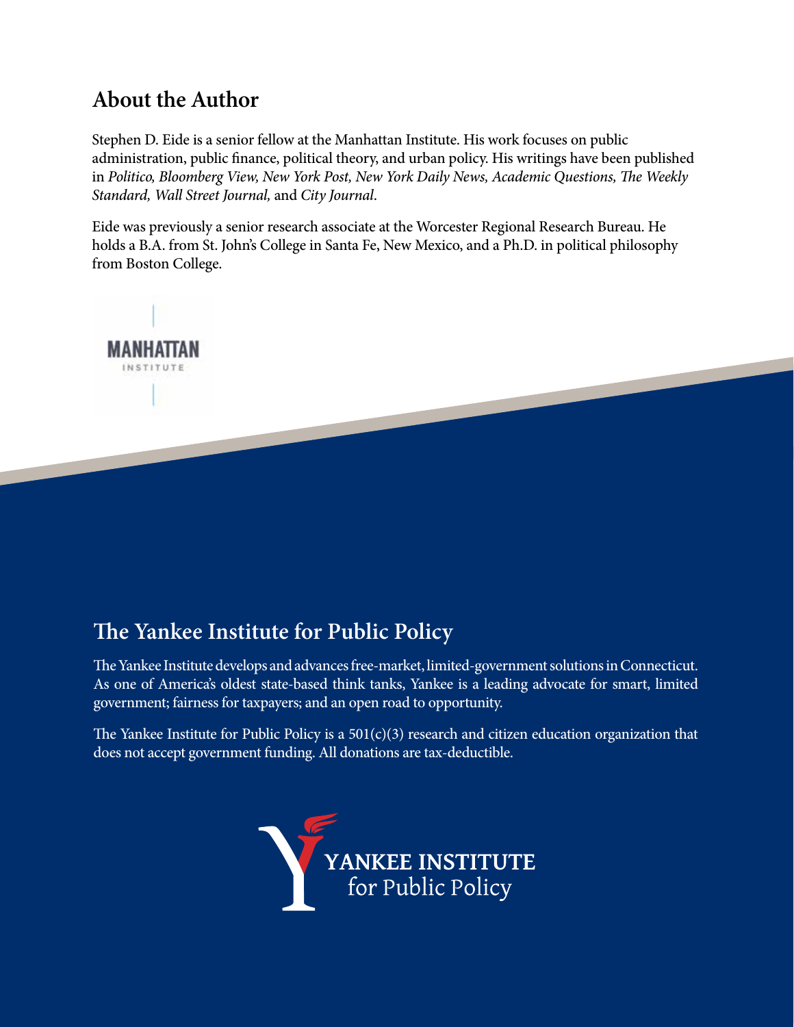## About the Author

Stephen D. Eide is a senior fellow at the Manhattan Institute. His work focuses on public administration, public finance, political theory, and urban policy. His writings have been published in *Politico, Bloomberg View, New York Post, New York Daily News, Academic Questions, The Weekly Standard, Wall Street Journal,* and *City Journal*.

Eide was previously a senior research associate at the Worcester Regional Research Bureau. He holds a B.A. from St. John's College in Santa Fe, New Mexico, and a Ph.D. in political philosophy from Boston College.

MANHATTAN INSTITUTE

## The Yankee Institute for Public Policy

The Yankee Institute develops and advances free-market, limited-government solutions in Connecticut. As one of America's oldest state-based think tanks, Yankee is a leading advocate for smart, limited government; fairness for taxpayers; and an open road to opportunity.

The Yankee Institute for Public Policy is a 501(c)(3) research and citizen education organization that does not accept government funding. All donations are tax-deductible.

YANKEE INSTITUTE for Public Policy